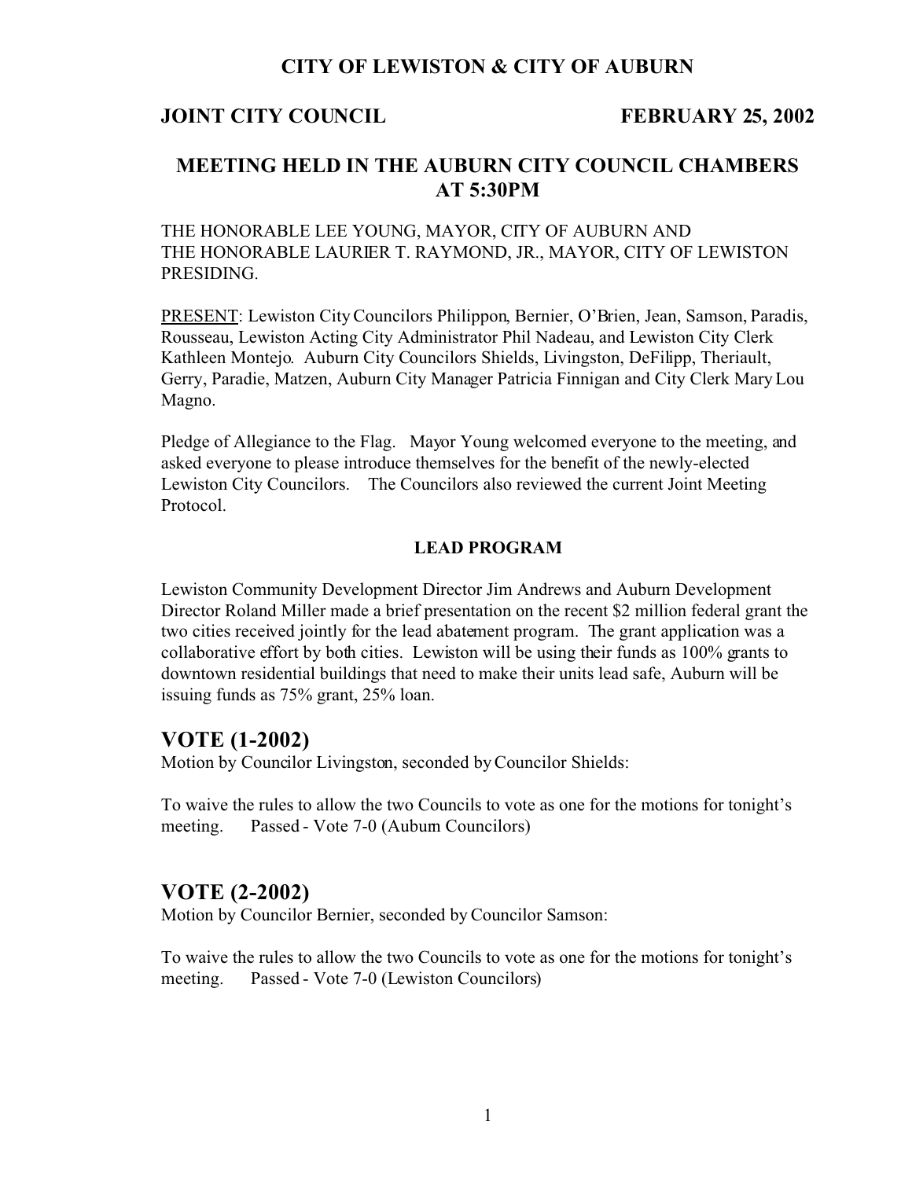# CITY OF LEWISTON & CITY OF AUBURN

**JOINT CITY COUNCIL** **FEBRUARY 25, 2002**

## MEETING HELD IN THE AUBURN CITY COUNCIL CHAMBERS AT 5:30PM

THE HONORABLE LEE YOUNG, MAYOR, CITY OF AUBURN AND THE HONORABLE LAURIER T. RAYMOND, JR., MAYOR, CITY OF LEWISTON PRESIDING.

PRESENT: Lewiston City Councilors Philippon, Bernier, O'Brien, Jean, Samson, Paradis, Rousseau, Lewiston Acting City Administrator Phil Nadeau, and Lewiston City Clerk Kathleen Montejo. Auburn City Councilors Shields, Livingston, DeFilipp, Theriault, Gerry, Paradie, Matzen, Auburn City Manager Patricia Finnigan and City Clerk Mary Lou Magno.

Pledge of Allegiance to the Flag. Mayor Young welcomed everyone to the meeting, and asked everyone to please introduce themselves for the benefit of the newly-elected Lewiston City Councilors. The Councilors also reviewed the current Joint Meeting Protocol.

### LEAD PROGRAM

Lewiston Community Development Director Jim Andrews and Auburn Development Director Roland Miller made a brief presentation on the recent $2 million federal grant the two cities received jointly for the lead abatement program. The grant application was a collaborative effort by both cities. Lewiston will be using their funds as 100% grants to downtown residential buildings that need to make their units lead safe, Auburn will be issuing funds as 75% grant, 25% loan.

## VOTE (1-2002)

Motion by Councilor Livingston, seconded by Councilor Shields:

To waive the rules to allow the two Councils to vote as one for the motions for tonight's meeting. Passed - Vote 7-0 (Auburn Councilors)

## VOTE (2-2002)

Motion by Councilor Bernier, seconded by Councilor Samson:

To waive the rules to allow the two Councils to vote as one for the motions for tonight's meeting. Passed - Vote 7-0 (Lewiston Councilors)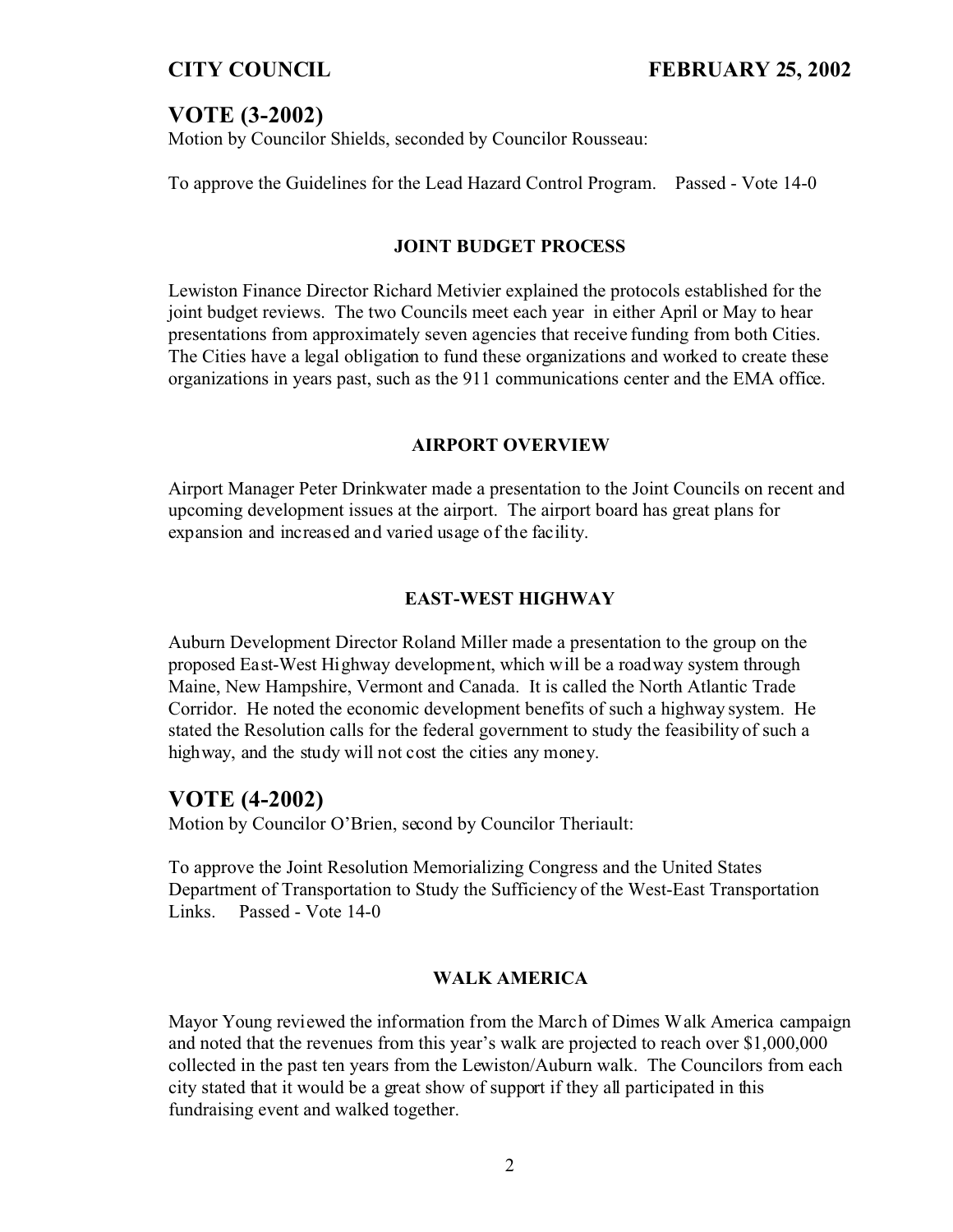## VOTE (3-2002)

Motion by Councilor Shields, seconded by Councilor Rousseau:

To approve the Guidelines for the Lead Hazard Control Program. Passed - Vote 14-0

### JOINT BUDGET PROCESS

Lewiston Finance Director Richard Metivier explained the protocols established for the joint budget reviews. The two Councils meet each year in either April or May to hear presentations from approximately seven agencies that receive funding from both Cities. The Cities have a legal obligation to fund these organizations and worked to create these organizations in years past, such as the 911 communications center and the EMA office.

### AIRPORT OVERVIEW

Airport Manager Peter Drinkwater made a presentation to the Joint Councils on recent and upcoming development issues at the airport. The airport board has great plans for expansion and increased and varied usage of the facility.

### EAST-WEST HIGHWAY

Auburn Development Director Roland Miller made a presentation to the group on the proposed East-West Highway development, which will be a roadway system through Maine, New Hampshire, Vermont and Canada. It is called the North Atlantic Trade Corridor. He noted the economic development benefits of such a highway system. He stated the Resolution calls for the federal government to study the feasibility of such a highway, and the study will not cost the cities any money.

## VOTE (4-2002)

Motion by Councilor O'Brien, second by Councilor Theriault:

To approve the Joint Resolution Memorializing Congress and the United States Department of Transportation to Study the Sufficiency of the West-East Transportation Links. Passed - Vote 14-0

### WALK AMERICA

Mayor Young reviewed the information from the March of Dimes Walk America campaign and noted that the revenues from this year's walk are projected to reach over $1,000,000 collected in the past ten years from the Lewiston/Auburn walk. The Councilors from each city stated that it would be a great show of support if they all participated in this fundraising event and walked together.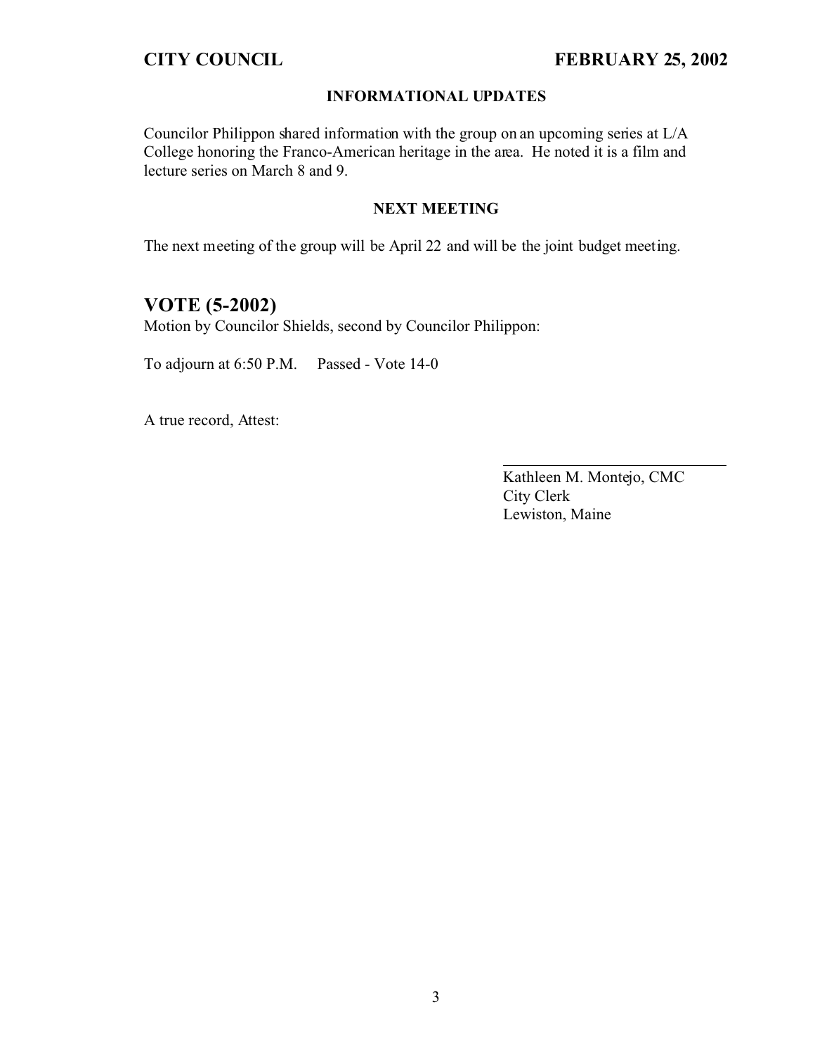#### INFORMATIONAL UPDATES

Councilor Philippon shared information with the group on an upcoming series at L/A College honoring the Franco-American heritage in the area. He noted it is a film and lecture series on March 8 and 9.

#### NEXT MEETING

The next meeting of the group will be April 22 and will be the joint budget meeting.

## VOTE (5-2002)

Motion by Councilor Shields, second by Councilor Philippon:

To adjourn at 6:50 P.M. Passed - Vote 14-0

A true record, Attest:

Kathleen M. Montejo, CMC
City Clerk
Lewiston, Maine